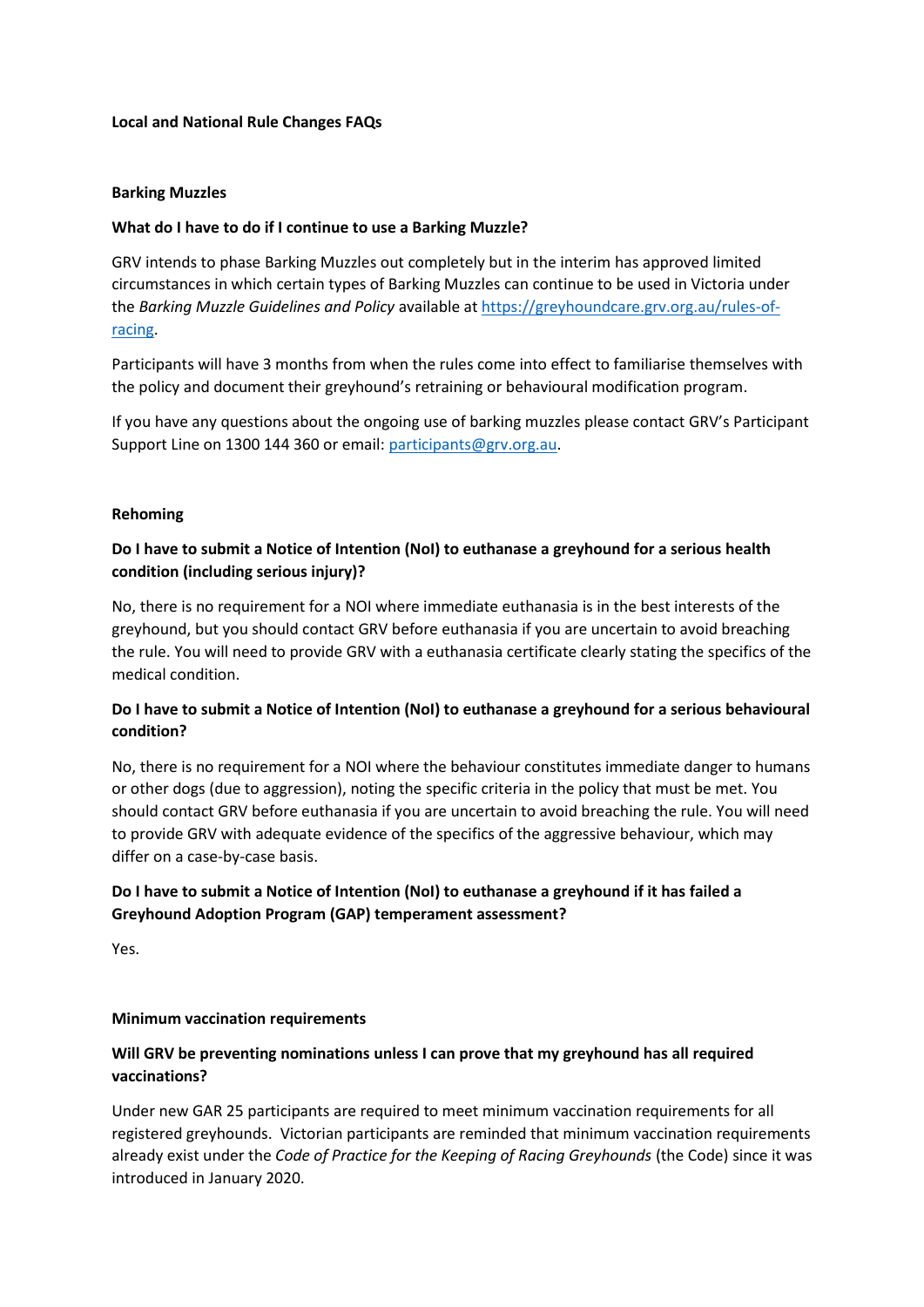# Local and National Rule Changes FAQs

## Barking Muzzles

### What do I have to do if I continue to use a Barking Muzzle?

GRV intends to phase Barking Muzzles out completely but in the interim has approved limited circumstances in which certain types of Barking Muzzles can continue to be used in Victoria under the *Barking Muzzle Guidelines and Policy* available at [https://greyhoundcare.grv.org.au/rules-of-racing](https://greyhoundcare.grv.org.au/rules-of-racing).

Participants will have 3 months from when the rules come into effect to familiarise themselves with the policy and document their greyhound's retraining or behavioural modification program.

If you have any questions about the ongoing use of barking muzzles please contact GRV's Participant Support Line on 1300 144 360 or email: [participants@grv.org.au](mailto:participants@grv.org.au).

## Rehoming

### Do I have to submit a Notice of Intention (NoI) to euthanase a greyhound for a serious health condition (including serious injury)?

No, there is no requirement for a NOI where immediate euthanasia is in the best interests of the greyhound, but you should contact GRV before euthanasia if you are uncertain to avoid breaching the rule. You will need to provide GRV with a euthanasia certificate clearly stating the specifics of the medical condition.

### Do I have to submit a Notice of Intention (NoI) to euthanase a greyhound for a serious behavioural condition?

No, there is no requirement for a NOI where the behaviour constitutes immediate danger to humans or other dogs (due to aggression), noting the specific criteria in the policy that must be met. You should contact GRV before euthanasia if you are uncertain to avoid breaching the rule. You will need to provide GRV with adequate evidence of the specifics of the aggressive behaviour, which may differ on a case-by-case basis.

### Do I have to submit a Notice of Intention (NoI) to euthanase a greyhound if it has failed a Greyhound Adoption Program (GAP) temperament assessment?

Yes.

## Minimum vaccination requirements

### Will GRV be preventing nominations unless I can prove that my greyhound has all required vaccinations?

Under new GAR 25 participants are required to meet minimum vaccination requirements for all registered greyhounds. Victorian participants are reminded that minimum vaccination requirements already exist under the *Code of Practice for the Keeping of Racing Greyhounds* (the Code) since it was introduced in January 2020.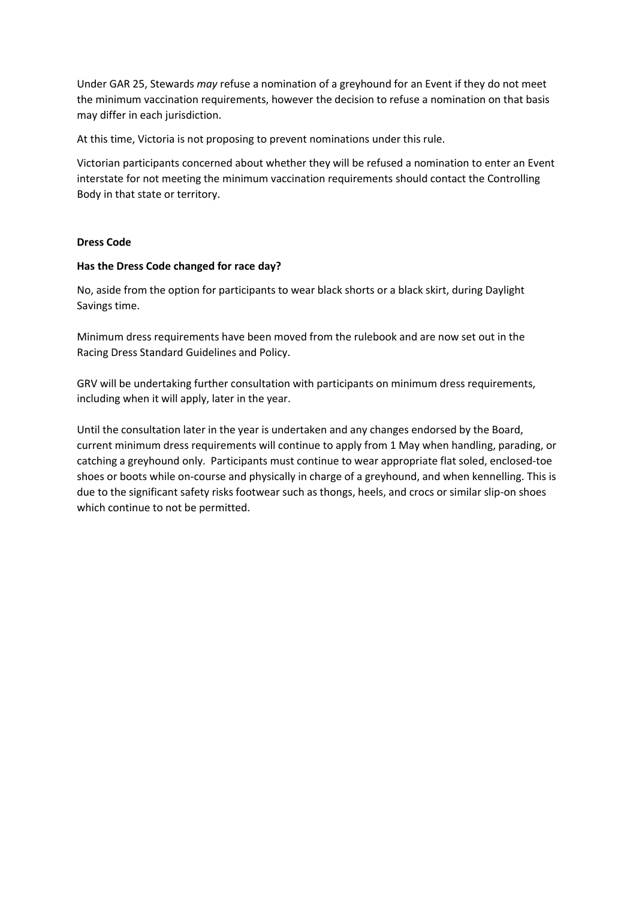Under GAR 25, Stewards *may* refuse a nomination of a greyhound for an Event if they do not meet the minimum vaccination requirements, however the decision to refuse a nomination on that basis may differ in each jurisdiction.

At this time, Victoria is not proposing to prevent nominations under this rule.

Victorian participants concerned about whether they will be refused a nomination to enter an Event interstate for not meeting the minimum vaccination requirements should contact the Controlling Body in that state or territory.

**Dress Code**

**Has the Dress Code changed for race day?**

No, aside from the option for participants to wear black shorts or a black skirt, during Daylight Savings time.

Minimum dress requirements have been moved from the rulebook and are now set out in the Racing Dress Standard Guidelines and Policy.

GRV will be undertaking further consultation with participants on minimum dress requirements, including when it will apply, later in the year.

Until the consultation later in the year is undertaken and any changes endorsed by the Board, current minimum dress requirements will continue to apply from 1 May when handling, parading, or catching a greyhound only. Participants must continue to wear appropriate flat soled, enclosed-toe shoes or boots while on-course and physically in charge of a greyhound, and when kennelling. This is due to the significant safety risks footwear such as thongs, heels, and crocs or similar slip-on shoes which continue to not be permitted.